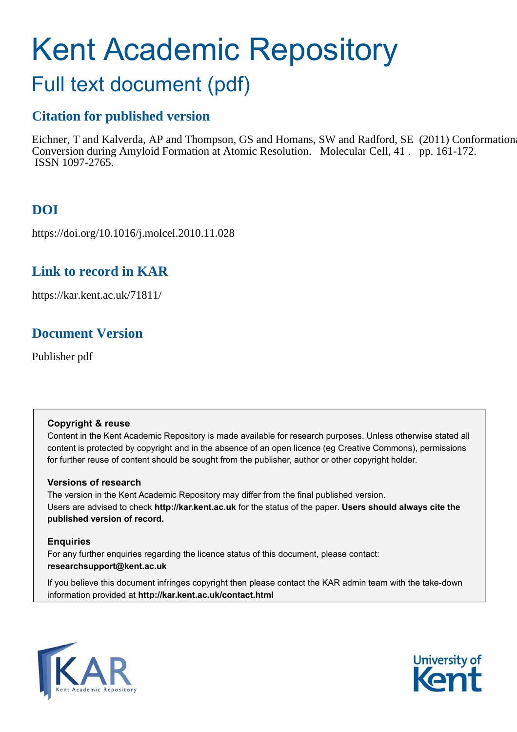# Kent Academic Repository

## Full text document (pdf)

### Citation for published version

Eichner, T and Kalverda, AP and Thompson, GS and Homans, SW and Radford, SE (2011) Conformational Conversion during Amyloid Formation at Atomic Resolution. Molecular Cell, 41 . pp. 161-172. ISSN 1097-2765.

### DOI

https://doi.org/10.1016/j.molcel.2010.11.028

### Link to record in KAR

https://kar.kent.ac.uk/71811/

### Document Version

Publisher pdf

**Copyright & reuse**

Content in the Kent Academic Repository is made available for research purposes. Unless otherwise stated all content is protected by copyright and in the absence of an open licence (eg Creative Commons), permissions for further reuse of content should be sought from the publisher, author or other copyright holder.

**Versions of research**

The version in the Kent Academic Repository may differ from the final published version. Users are advised to check **http://kar.kent.ac.uk** for the status of the paper. **Users should always cite the published version of record.**

**Enquiries**

For any further enquiries regarding the licence status of this document, please contact: **researchsupport@kent.ac.uk**

If you believe this document infringes copyright then please contact the KAR admin team with the take-down information provided at **http://kar.kent.ac.uk/contact.html**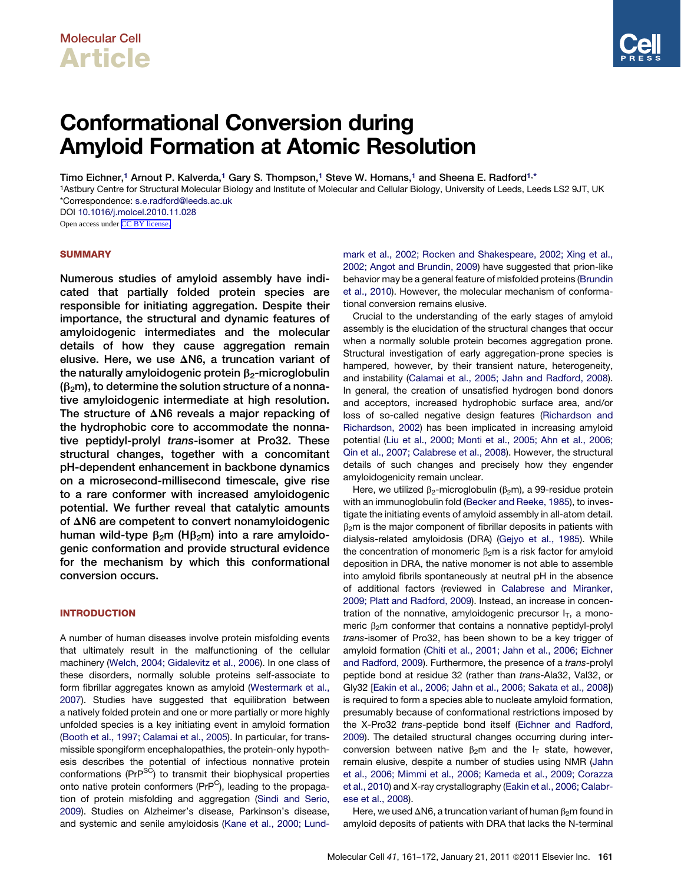# Conformational Conversion during Amyloid Formation at Atomic Resolution

Timo Eichner,[1] Arnout P. Kalverda,[1] Gary S. Thompson,[1] Steve W. Homans,[1] and Sheena E. Radford[1,*]

[1]Astbury Centre for Structural Molecular Biology and Institute of Molecular and Cellular Biology, University of Leeds, Leeds LS2 9JT, UK

*Correspondence: s.e.radford@leeds.ac.uk

DOI 10.1016/j.molcel.2010.11.028

Open access under CC BY license.

## SUMMARY

Numerous studies of amyloid assembly have indicated that partially folded protein species are responsible for initiating aggregation. Despite their importance, the structural and dynamic features of amyloidogenic intermediates and the molecular details of how they cause aggregation remain elusive. Here, we use ΔN6, a truncation variant of the naturally amyloidogenic protein $\beta_2$-microglobulin ($\beta_2$m), to determine the solution structure of a nonnative amyloidogenic intermediate at high resolution. The structure of ΔN6 reveals a major repacking of the hydrophobic core to accommodate the nonnative peptidyl-prolyl *trans*-isomer at Pro32. These structural changes, together with a concomitant pH-dependent enhancement in backbone dynamics on a microsecond-millisecond timescale, give rise to a rare conformer with increased amyloidogenic potential. We further reveal that catalytic amounts of ΔN6 are competent to convert nonamyloidogenic human wild-type $\beta_2$m (H$\beta_2$m) into a rare amyloidogenic conformation and provide structural evidence for the mechanism by which this conformational conversion occurs.

## INTRODUCTION

A number of human diseases involve protein misfolding events that ultimately result in the malfunctioning of the cellular machinery (Welch, 2004; Gidalevitz et al., 2006). In one class of these disorders, normally soluble proteins self-associate to form fibrillar aggregates known as amyloid (Westermark et al., 2007). Studies have suggested that equilibration between a natively folded protein and one or more partially or more highly unfolded species is a key initiating event in amyloid formation (Booth et al., 1997; Calamai et al., 2005). In particular, for transmissible spongiform encephalopathies, the protein-only hypothesis describes the potential of infectious nonnative protein conformations (PrP$^{SC}$) to transmit their biophysical properties onto native protein conformers (PrP$^{C}$), leading to the propagation of protein misfolding and aggregation (Sindi and Serio, 2009). Studies on Alzheimer's disease, Parkinson's disease, and systemic and senile amyloidosis (Kane et al., 2000; Lundmark et al., 2002; Rocken and Shakespeare, 2002; Xing et al., 2002; Angot and Brundin, 2009) have suggested that prion-like behavior may be a general feature of misfolded proteins (Brundin et al., 2010). However, the molecular mechanism of conformational conversion remains elusive.

Crucial to the understanding of the early stages of amyloid assembly is the elucidation of the structural changes that occur when a normally soluble protein becomes aggregation prone. Structural investigation of early aggregation-prone species is hampered, however, by their transient nature, heterogeneity, and instability (Calamai et al., 2005; Jahn and Radford, 2008). In general, the creation of unsatisfied hydrogen bond donors and acceptors, increased hydrophobic surface area, and/or loss of so-called negative design features (Richardson and Richardson, 2002) has been implicated in increasing amyloid potential (Liu et al., 2000; Monti et al., 2005; Ahn et al., 2006; Qin et al., 2007; Calabrese et al., 2008). However, the structural details of such changes and precisely how they engender amyloidogenicity remain unclear.

Here, we utilized $\beta_2$-microglobulin ($\beta_2$m), a 99-residue protein with an immunoglobulin fold (Becker and Reeke, 1985), to investigate the initiating events of amyloid assembly in all-atom detail. $\beta_2$m is the major component of fibrillar deposits in patients with dialysis-related amyloidosis (DRA) (Gejyo et al., 1985). While the concentration of monomeric $\beta_2$m is a risk factor for amyloid deposition in DRA, the native monomer is not able to assemble into amyloid fibrils spontaneously at neutral pH in the absence of additional factors (reviewed in Calabrese and Miranker, 2009; Platt and Radford, 2009). Instead, an increase in concentration of the nonnative, amyloidogenic precursor $I_T$, a monomeric $\beta_2$m conformer that contains a nonnative peptidyl-prolyl *trans*-isomer of Pro32, has been shown to be a key trigger of amyloid formation (Chiti et al., 2001; Jahn et al., 2006; Eichner and Radford, 2009). Furthermore, the presence of a *trans*-prolyl peptide bond at residue 32 (rather than *trans*-Ala32, Val32, or Gly32 [Eakin et al., 2006; Jahn et al., 2006; Sakata et al., 2008]) is required to form a species able to nucleate amyloid formation, presumably because of conformational restrictions imposed by the X-Pro32 *trans*-peptide bond itself (Eichner and Radford, 2009). The detailed structural changes occurring during interconversion between native $\beta_2$m and the $I_T$ state, however, remain elusive, despite a number of studies using NMR (Jahn et al., 2006; Mimmi et al., 2006; Kameda et al., 2009; Corazza et al., 2010) and X-ray crystallography (Eakin et al., 2006; Calabrese et al., 2008).

Here, we used ΔN6, a truncation variant of human $\beta_2$m found in amyloid deposits of patients with DRA that lacks the N-terminal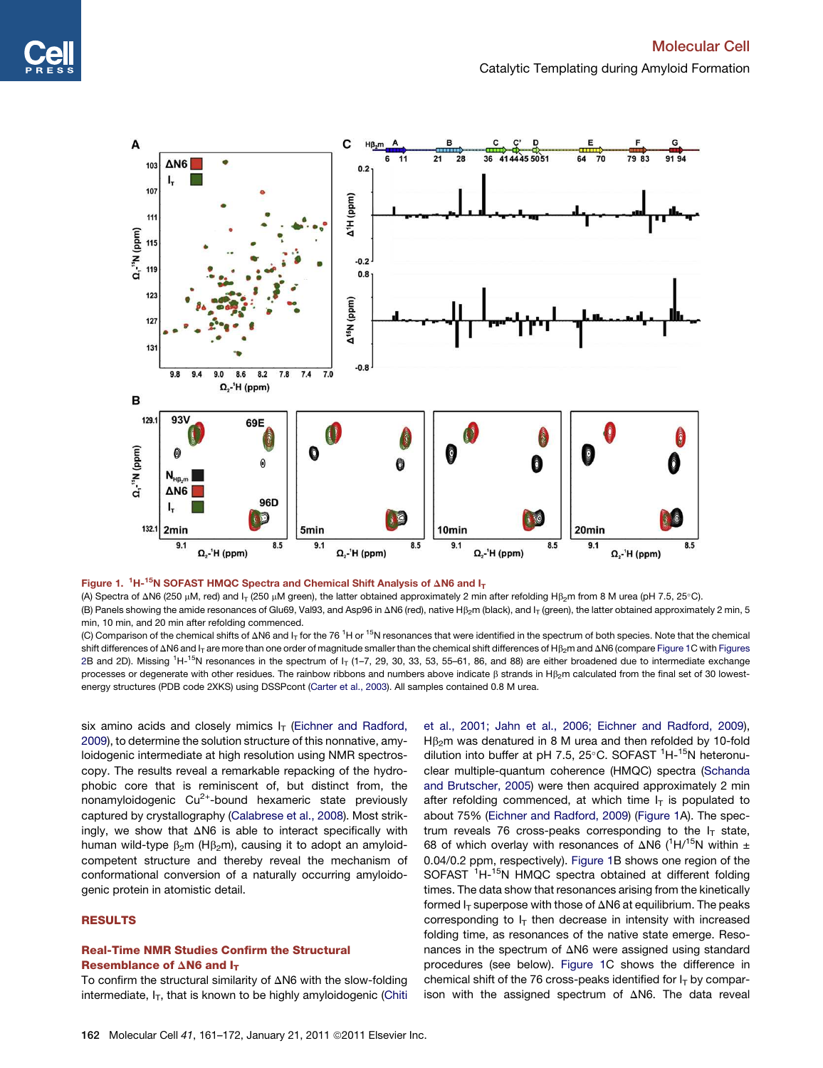**Figure 1. $^1$H-$^{15}$N SOFAST HMQC Spectra and Chemical Shift Analysis of ΔN6 and $I_T$**

(A) Spectra of ΔN6 (250 μM, red) and $I_T$ (250 μM green), the latter obtained approximately 2 min after refolding H$\beta_2$m from 8 M urea (pH 7.5, 25°C).

(B) Panels showing the amide resonances of Glu69, Val93, and Asp96 in ΔN6 (red), native H$\beta_2$m (black), and $I_T$ (green), the latter obtained approximately 2 min, 5 min, 10 min, and 20 min after refolding commenced.

(C) Comparison of the chemical shifts of ΔN6 and $I_T$ for the 76 $^1$H or $^{15}$N resonances that were identified in the spectrum of both species. Note that the chemical shift differences of ΔN6 and $I_T$ are more than one order of magnitude smaller than the chemical shift differences of H$\beta_2$m and ΔN6 (compare Figure 1C with Figures 2B and 2D). Missing $^1$H-$^{15}$N resonances in the spectrum of $I_T$ (1–7, 29, 30, 33, 53, 55–61, 86, and 88) are either broadened due to intermediate exchange processes or degenerate with other residues. The rainbow ribbons and numbers above indicate β strands in H$\beta_2$m calculated from the final set of 30 lowest-energy structures (PDB code 2XKS) using DSSPcont (Carter et al., 2003). All samples contained 0.8 M urea.

six amino acids and closely mimics $I_T$ (Eichner and Radford, 2009), to determine the solution structure of this nonnative, amyloidogenic intermediate at high resolution using NMR spectroscopy. The results reveal a remarkable repacking of the hydrophobic core that is reminiscent of, but distinct from, the nonamyloidogenic $Cu^{2+}$-bound hexameric state previously captured by crystallography (Calabrese et al., 2008). Most strikingly, we show that ΔN6 is able to interact specifically with human wild-type $\beta_2$m (H$\beta_2$m), causing it to adopt an amyloid-competent structure and thereby reveal the mechanism of conformational conversion of a naturally occurring amyloidogenic protein in atomistic detail.

## RESULTS

### Real-Time NMR Studies Confirm the Structural Resemblance of ΔN6 and $I_T$

To confirm the structural similarity of ΔN6 with the slow-folding intermediate, $I_T$, that is known to be highly amyloidogenic (Chiti et al., 2001; Jahn et al., 2006; Eichner and Radford, 2009), H$\beta_2$m was denatured in 8 M urea and then refolded by 10-fold dilution into buffer at pH 7.5, 25°C. SOFAST $^1$H-$^{15}$N heteronuclear multiple-quantum coherence (HMQC) spectra (Schanda and Brutscher, 2005) were then acquired approximately 2 min after refolding commenced, at which time $I_T$ is populated to about 75% (Eichner and Radford, 2009) (Figure 1A). The spectrum reveals 76 cross-peaks corresponding to the $I_T$ state, 68 of which overlay with resonances of ΔN6 ($^1$H/$^{15}$N within ± 0.04/0.2 ppm, respectively). Figure 1B shows one region of the SOFAST $^1$H-$^{15}$N HMQC spectra obtained at different folding times. The data show that resonances arising from the kinetically formed $I_T$ superpose with those of ΔN6 at equilibrium. The peaks corresponding to $I_T$ then decrease in intensity with increased folding time, as resonances of the native state emerge. Resonances in the spectrum of ΔN6 were assigned using standard procedures (see below). Figure 1C shows the difference in chemical shift of the 76 cross-peaks identified for $I_T$ by comparison with the assigned spectrum of ΔN6. The data reveal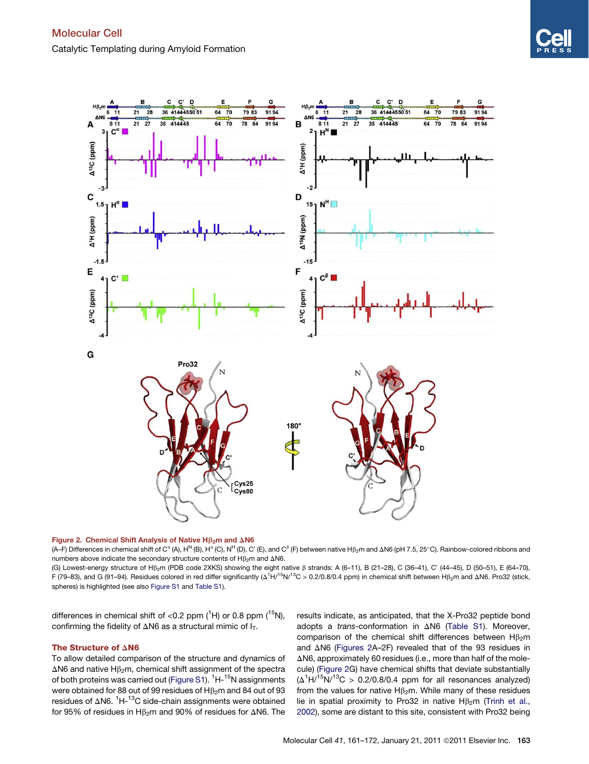**Figure 2. Chemical Shift Analysis of Native H$\beta_2$m and $\Delta$N6**

(A–F) Differences in chemical shift of C$^{\alpha}$ (A), H$^{N}$ (B), H$^{\alpha}$ (C), N$^{H}$ (D), C′ (E), and C$^{\beta}$ (F) between native H$\beta_2$m and $\Delta$N6 (pH 7.5, 25°C). Rainbow-colored ribbons and numbers above indicate the secondary structure contents of H$\beta_2$m and $\Delta$N6.

(G) Lowest-energy structure of H$\beta_2$m (PDB code 2XKS) showing the eight native β strands: A (6–11), B (21–28), C (36–41), C′ (44–45), D (50–51), E (64–70), F (79–83), and G (91–94). Residues colored in red differ significantly ($\Delta^1$H/$^{15}$N/$^{13}$C > 0.2/0.8/0.4 ppm) in chemical shift between H$\beta_2$m and $\Delta$N6. Pro32 (stick, spheres) is highlighted (see also Figure S1 and Table S1).

differences in chemical shift of <0.2 ppm ($^1$H) or 0.8 ppm ($^{15}$N), confirming the fidelity of $\Delta$N6 as a structural mimic of $I_T$.

### The Structure of $\Delta$N6

To allow detailed comparison of the structure and dynamics of $\Delta$N6 and native H$\beta_2$m, chemical shift assignment of the spectra of both proteins was carried out (Figure S1). $^1$H-$^{15}$N assignments were obtained for 88 out of 99 residues of H$\beta_2$m and 84 out of 93 residues of $\Delta$N6. $^1$H-$^{13}$C side-chain assignments were obtained for 95% of residues in H$\beta_2$m and 90% of residues for $\Delta$N6. The results indicate, as anticipated, that the X-Pro32 peptide bond adopts a *trans*-conformation in $\Delta$N6 (Table S1). Moreover, comparison of the chemical shift differences between H$\beta_2$m and $\Delta$N6 (Figures 2A–2F) revealed that of the 93 residues in $\Delta$N6, approximately 60 residues (i.e., more than half of the molecule) (Figure 2G) have chemical shifts that deviate substantially ($\Delta^1$H/$^{15}$N/$^{13}$C > 0.2/0.8/0.4 ppm for all resonances analyzed) from the values for native H$\beta_2$m. While many of these residues lie in spatial proximity to Pro32 in native H$\beta_2$m (Trinh et al., 2002), some are distant to this site, consistent with Pro32 being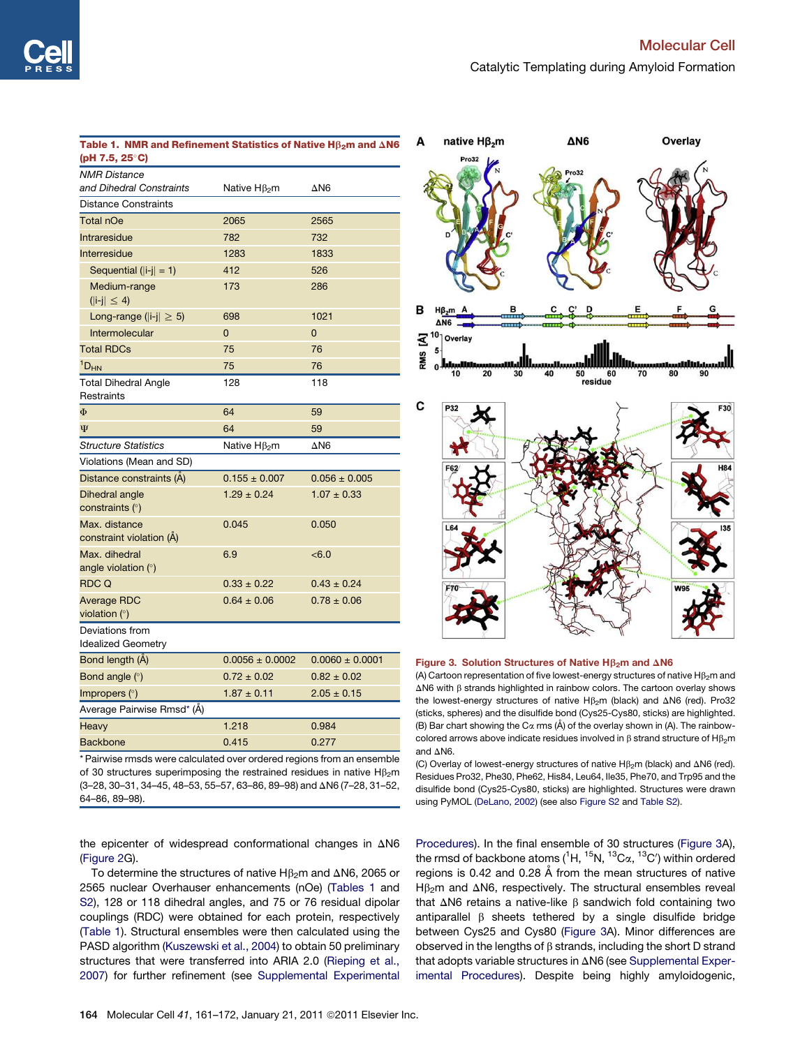**Table 1. NMR and Refinement Statistics of Native H$\beta_2$m and ΔN6 (pH 7.5, 25°C)**

| *NMR Distance and Dihedral Constraints* | Native H$\beta_2$m | ΔN6 |
|---|---|---|
| Distance Constraints | | |
| Total nOe | 2065 | 2565 |
| Intraresidue | 782 | 732 |
| Interresidue | 1283 | 1833 |
| Sequential (\|i-j\| = 1) | 412 | 526 |
| Medium-range (\|i-j\| ≤ 4) | 173 | 286 |
| Long-range (\|i-j\| ≥ 5) | 698 | 1021 |
| Intermolecular | 0 | 0 |
| Total RDCs | 75 | 76 |
| $^1D_{HN}$ | 75 | 76 |
| Total Dihedral Angle Restraints | 128 | 118 |
| Φ | 64 | 59 |
| Ψ | 64 | 59 |
| *Structure Statistics* | Native H$\beta_2$m | ΔN6 |
| Violations (Mean and SD) | | |
| Distance constraints (Å) | 0.155 ± 0.007 | 0.056 ± 0.005 |
| Dihedral angle constraints (°) | 1.29 ± 0.24 | 1.07 ± 0.33 |
| Max. distance constraint violation (Å) | 0.045 | 0.050 |
| Max. dihedral angle violation (°) | 6.9 | <6.0 |
| RDC Q | 0.33 ± 0.22 | 0.43 ± 0.24 |
| Average RDC violation (°) | 0.64 ± 0.06 | 0.78 ± 0.06 |
| Deviations from Idealized Geometry | | |
| Bond length (Å) | 0.0056 ± 0.0002 | 0.0060 ± 0.0001 |
| Bond angle (°) | 0.72 ± 0.02 | 0.82 ± 0.02 |
| Impropers (°) | 1.87 ± 0.11 | 2.05 ± 0.15 |
| Average Pairwise Rmsd* (Å) | | |
| Heavy | 1.218 | 0.984 |
| Backbone | 0.415 | 0.277 |

* Pairwise rmsds were calculated over ordered regions from an ensemble of 30 structures superimposing the restrained residues in native H$\beta_2$m (3–28, 30–31, 34–45, 48–53, 55–57, 63–86, 89–98) and ΔN6 (7–28, 31–52, 64–86, 89–98).

**Figure 3. Solution Structures of Native H$\beta_2$m and ΔN6**

(A) Cartoon representation of five lowest-energy structures of native H$\beta_2$m and ΔN6 with β strands highlighted in rainbow colors. The cartoon overlay shows the lowest-energy structures of native H$\beta_2$m (black) and ΔN6 (red). Pro32 (sticks, spheres) and the disulfide bond (Cys25-Cys80, sticks) are highlighted.

(B) Bar chart showing the Cα rms (Å) of the overlay shown in (A). The rainbow-colored arrows above indicate residues involved in β strand structure of H$\beta_2$m and ΔN6.

(C) Overlay of lowest-energy structures of native H$\beta_2$m (black) and ΔN6 (red). Residues Pro32, Phe30, Phe62, His84, Leu64, Ile35, Phe70, and Trp95 and the disulfide bond (Cys25-Cys80, sticks) are highlighted. Structures were drawn using PyMOL (DeLano, 2002) (see also Figure S2 and Table S2).

the epicenter of widespread conformational changes in ΔN6 (Figure 2G).

To determine the structures of native H$\beta_2$m and ΔN6, 2065 or 2565 nuclear Overhauser enhancements (nOe) (Tables 1 and S2), 128 or 118 dihedral angles, and 75 or 76 residual dipolar couplings (RDC) were obtained for each protein, respectively (Table 1). Structural ensembles were then calculated using the PASD algorithm (Kuszewski et al., 2004) to obtain 50 preliminary structures that were transferred into ARIA 2.0 (Rieping et al., 2007) for further refinement (see Supplemental Experimental Procedures). In the final ensemble of 30 structures (Figure 3A), the rmsd of backbone atoms ($^1$H, $^{15}$N, $^{13}$Cα, $^{13}$C′) within ordered regions is 0.42 and 0.28 Å from the mean structures of native H$\beta_2$m and ΔN6, respectively. The structural ensembles reveal that ΔN6 retains a native-like β sandwich fold containing two antiparallel β sheets tethered by a single disulfide bridge between Cys25 and Cys80 (Figure 3A). Minor differences are observed in the lengths of β strands, including the short D strand that adopts variable structures in ΔN6 (see Supplemental Experimental Procedures). Despite being highly amyloidogenic,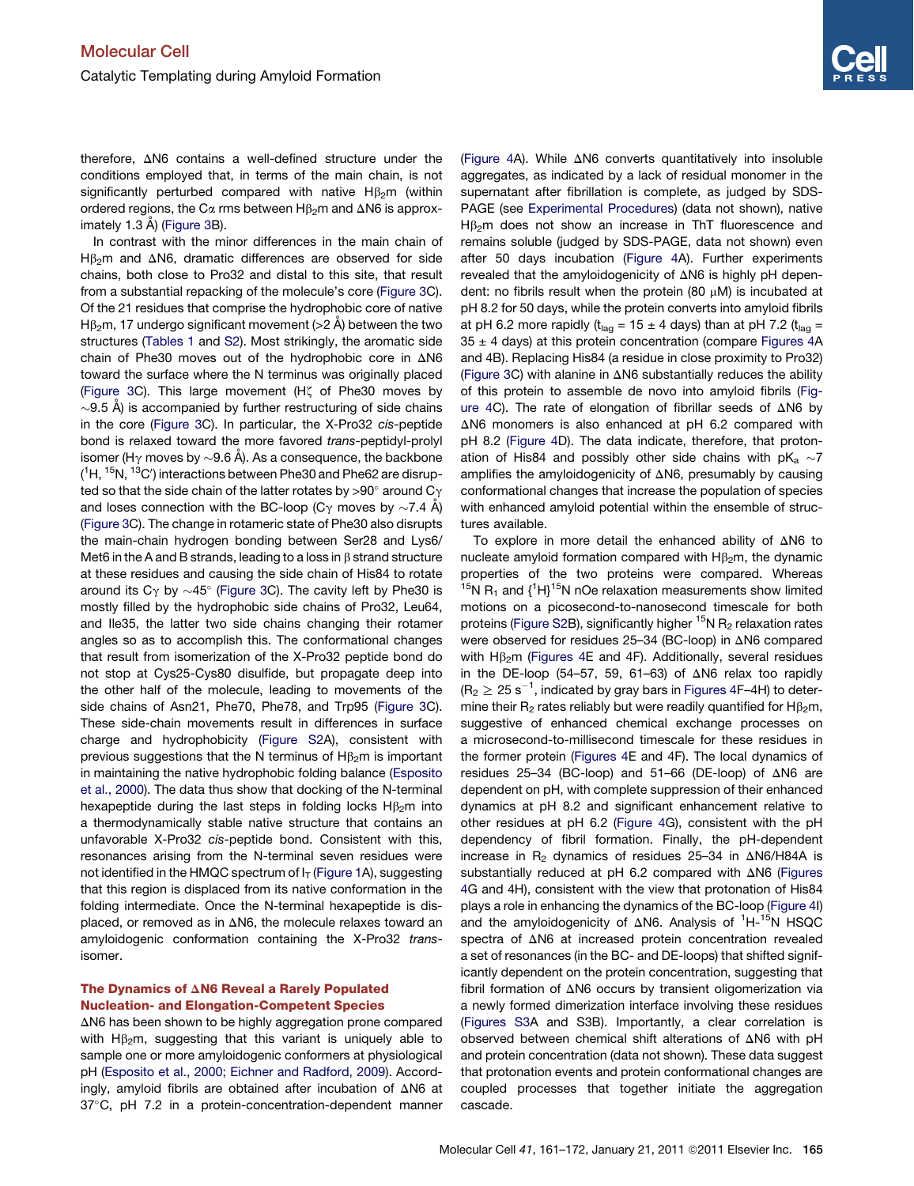therefore, ΔN6 contains a well-defined structure under the conditions employed that, in terms of the main chain, is not significantly perturbed compared with native H$\beta_2$m (within ordered regions, the Cα rms between H$\beta_2$m and ΔN6 is approximately 1.3 Å) (Figure 3B).

In contrast with the minor differences in the main chain of H$\beta_2$m and ΔN6, dramatic differences are observed for side chains, both close to Pro32 and distal to this site, that result from a substantial repacking of the molecule's core (Figure 3C). Of the 21 residues that comprise the hydrophobic core of native H$\beta_2$m, 17 undergo significant movement (>2 Å) between the two structures (Tables 1 and S2). Most strikingly, the aromatic side chain of Phe30 moves out of the hydrophobic core in ΔN6 toward the surface where the N terminus was originally placed (Figure 3C). This large movement (Hζ of Phe30 moves by ~9.5 Å) is accompanied by further restructuring of side chains in the core (Figure 3C). In particular, the X-Pro32 *cis*-peptide bond is relaxed toward the more favored *trans*-peptidyl-prolyl isomer (Hγ moves by ~9.6 Å). As a consequence, the backbone ($^{1}$H, $^{15}$N, $^{13}$C′) interactions between Phe30 and Phe62 are disrupted so that the side chain of the latter rotates by >90° around Cγ and loses connection with the BC-loop (Cγ moves by ~7.4 Å) (Figure 3C). The change in rotameric state of Phe30 also disrupts the main-chain hydrogen bonding between Ser28 and Lys6/Met6 in the A and B strands, leading to a loss in β strand structure at these residues and causing the side chain of His84 to rotate around its Cγ by ~45° (Figure 3C). The cavity left by Phe30 is mostly filled by the hydrophobic side chains of Pro32, Leu64, and Ile35, the latter two side chains changing their rotamer angles so as to accomplish this. The conformational changes that result from isomerization of the X-Pro32 peptide bond do not stop at Cys25-Cys80 disulfide, but propagate deep into the other half of the molecule, leading to movements of the side chains of Asn21, Phe70, Phe78, and Trp95 (Figure 3C). These side-chain movements result in differences in surface charge and hydrophobicity (Figure S2A), consistent with previous suggestions that the N terminus of H$\beta_2$m is important in maintaining the native hydrophobic folding balance (Esposito et al., 2000). The data thus show that docking of the N-terminal hexapeptide during the last steps in folding locks H$\beta_2$m into a thermodynamically stable native structure that contains an unfavorable X-Pro32 *cis*-peptide bond. Consistent with this, resonances arising from the N-terminal seven residues were not identified in the HMQC spectrum of $I_T$ (Figure 1A), suggesting that this region is displaced from its native conformation in the folding intermediate. Once the N-terminal hexapeptide is displaced, or removed as in ΔN6, the molecule relaxes toward an amyloidogenic conformation containing the X-Pro32 *trans*-isomer.

## The Dynamics of ΔN6 Reveal a Rarely Populated Nucleation- and Elongation-Competent Species

ΔN6 has been shown to be highly aggregation prone compared with H$\beta_2$m, suggesting that this variant is uniquely able to sample one or more amyloidogenic conformers at physiological pH (Esposito et al., 2000; Eichner and Radford, 2009). Accordingly, amyloid fibrils are obtained after incubation of ΔN6 at 37°C, pH 7.2 in a protein-concentration-dependent manner (Figure 4A). While ΔN6 converts quantitatively into insoluble aggregates, as indicated by a lack of residual monomer in the supernatant after fibrillation is complete, as judged by SDS-PAGE (see Experimental Procedures) (data not shown), native H$\beta_2$m does not show an increase in ThT fluorescence and remains soluble (judged by SDS-PAGE, data not shown) even after 50 days incubation (Figure 4A). Further experiments revealed that the amyloidogenicity of ΔN6 is highly pH dependent: no fibrils result when the protein (80 μM) is incubated at pH 8.2 for 50 days, while the protein converts into amyloid fibrils at pH 6.2 more rapidly ($t_{lag}$ = 15 ± 4 days) than at pH 7.2 ($t_{lag}$ = 35 ± 4 days) at this protein concentration (compare Figures 4A and 4B). Replacing His84 (a residue in close proximity to Pro32) (Figure 3C) with alanine in ΔN6 substantially reduces the ability of this protein to assemble de novo into amyloid fibrils (Figure 4C). The rate of elongation of fibrillar seeds of ΔN6 by ΔN6 monomers is also enhanced at pH 6.2 compared with pH 8.2 (Figure 4D). The data indicate, therefore, that protonation of His84 and possibly other side chains with p$K_a$ ~7 amplifies the amyloidogenicity of ΔN6, presumably by causing conformational changes that increase the population of species with enhanced amyloid potential within the ensemble of structures available.

To explore in more detail the enhanced ability of ΔN6 to nucleate amyloid formation compared with H$\beta_2$m, the dynamic properties of the two proteins were compared. Whereas $^{15}$N $R_1$ and {$^{1}$H}$^{15}$N nOe relaxation measurements show limited motions on a picosecond-to-nanosecond timescale for both proteins (Figure S2B), significantly higher $^{15}$N $R_2$ relaxation rates were observed for residues 25–34 (BC-loop) in ΔN6 compared with H$\beta_2$m (Figures 4E and 4F). Additionally, several residues in the DE-loop (54–57, 59, 61–63) of ΔN6 relax too rapidly ($R_2 \geq 25\ s^{-1}$, indicated by gray bars in Figures 4F–4H) to determine their $R_2$ rates reliably but were readily quantified for H$\beta_2$m, suggestive of enhanced chemical exchange processes on a microsecond-to-millisecond timescale for these residues in the former protein (Figures 4E and 4F). The local dynamics of residues 25–34 (BC-loop) and 51–66 (DE-loop) of ΔN6 are dependent on pH, with complete suppression of their enhanced dynamics at pH 8.2 and significant enhancement relative to other residues at pH 6.2 (Figure 4G), consistent with the pH dependency of fibril formation. Finally, the pH-dependent increase in $R_2$ dynamics of residues 25–34 in ΔN6/H84A is substantially reduced at pH 6.2 compared with ΔN6 (Figures 4G and 4H), consistent with the view that protonation of His84 plays a role in enhancing the dynamics of the BC-loop (Figure 4I) and the amyloidogenicity of ΔN6. Analysis of $^{1}$H-$^{15}$N HSQC spectra of ΔN6 at increased protein concentration revealed a set of resonances (in the BC- and DE-loops) that shifted significantly dependent on the protein concentration, suggesting that fibril formation of ΔN6 occurs by transient oligomerization via a newly formed dimerization interface involving these residues (Figures S3A and S3B). Importantly, a clear correlation is observed between chemical shift alterations of ΔN6 with pH and protein concentration (data not shown). These data suggest that protonation events and protein conformational changes are coupled processes that together initiate the aggregation cascade.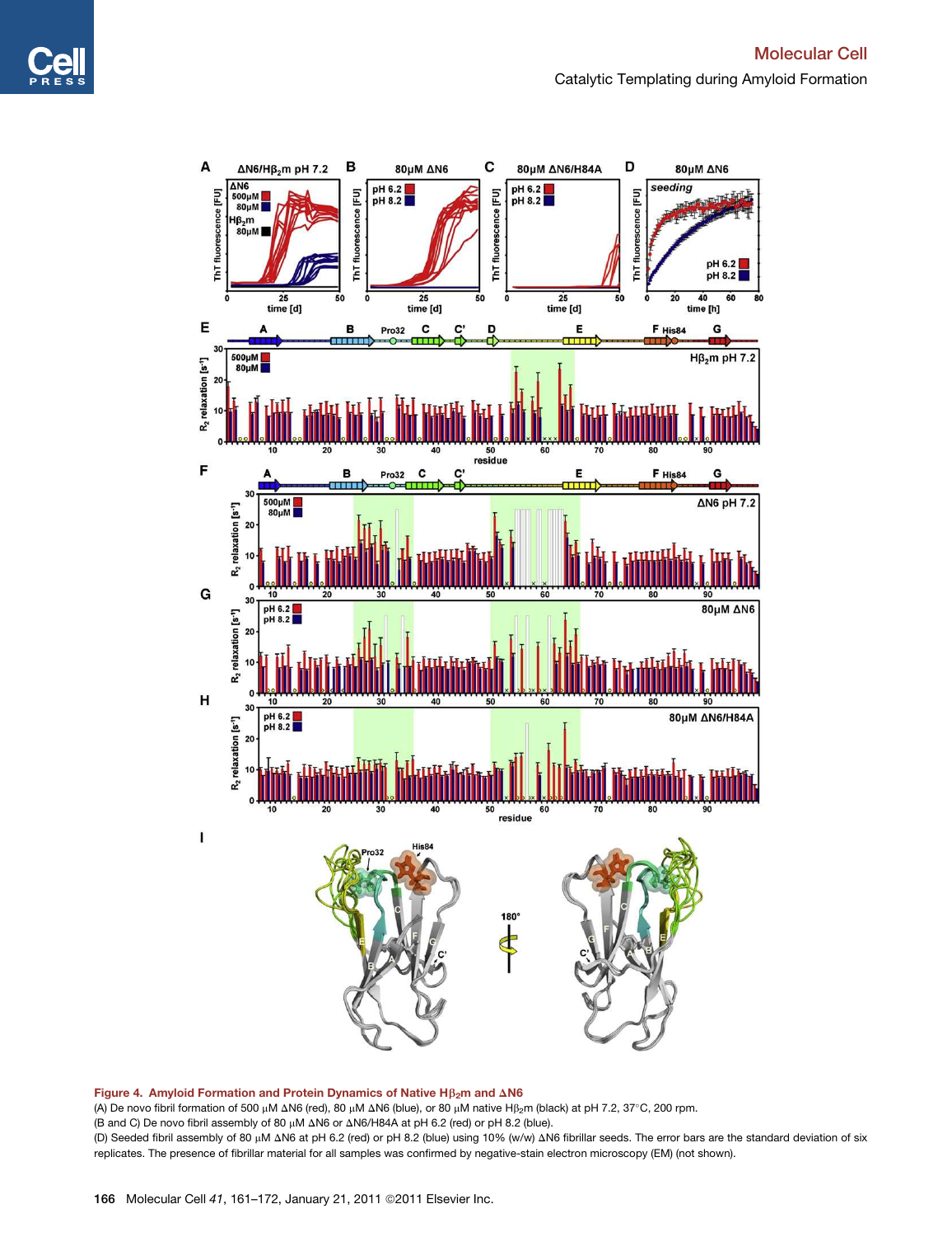**Figure 4. Amyloid Formation and Protein Dynamics of Native H$\beta_2$m and ΔN6**

(A) De novo fibril formation of 500 μM ΔN6 (red), 80 μM ΔN6 (blue), or 80 μM native H$\beta_2$m (black) at pH 7.2, 37°C, 200 rpm.

(B and C) De novo fibril assembly of 80 μM ΔN6 or ΔN6/H84A at pH 6.2 (red) or pH 8.2 (blue).

(D) Seeded fibril assembly of 80 μM ΔN6 at pH 6.2 (red) or pH 8.2 (blue) using 10% (w/w) ΔN6 fibrillar seeds. The error bars are the standard deviation of six replicates. The presence of fibrillar material for all samples was confirmed by negative-stain electron microscopy (EM) (not shown).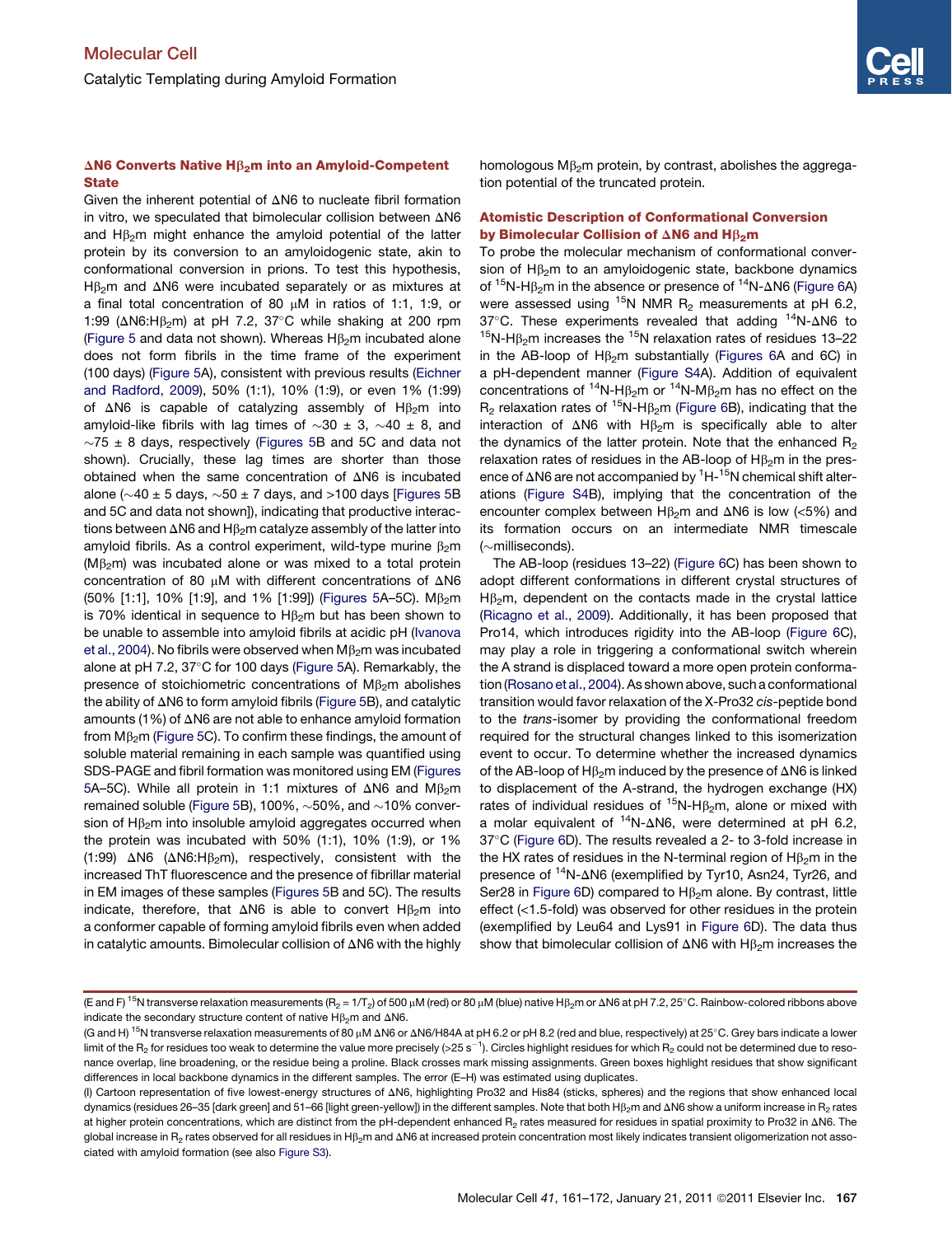### ΔN6 Converts Native H$\beta_2$m into an Amyloid-Competent State

Given the inherent potential of ΔN6 to nucleate fibril formation in vitro, we speculated that bimolecular collision between ΔN6 and H$\beta_2$m might enhance the amyloid potential of the latter protein by its conversion to an amyloidogenic state, akin to conformational conversion in prions. To test this hypothesis, H$\beta_2$m and ΔN6 were incubated separately or as mixtures at a final total concentration of 80 μM in ratios of 1:1, 1:9, or 1:99 (ΔN6:H$\beta_2$m) at pH 7.2, 37°C while shaking at 200 rpm (Figure 5 and data not shown). Whereas H$\beta_2$m incubated alone does not form fibrils in the time frame of the experiment (100 days) (Figure 5A), consistent with previous results (Eichner and Radford, 2009), 50% (1:1), 10% (1:9), or even 1% (1:99) of ΔN6 is capable of catalyzing assembly of H$\beta_2$m into amyloid-like fibrils with lag times of ~30 ± 3, ~40 ± 8, and ~75 ± 8 days, respectively (Figures 5B and 5C and data not shown). Crucially, these lag times are shorter than those obtained when the same concentration of ΔN6 is incubated alone (~40 ± 5 days, ~50 ± 7 days, and >100 days [Figures 5B and 5C and data not shown]), indicating that productive interactions between ΔN6 and H$\beta_2$m catalyze assembly of the latter into amyloid fibrils. As a control experiment, wild-type murine $\beta_2$m (M$\beta_2$m) was incubated alone or was mixed to a total protein concentration of 80 μM with different concentrations of ΔN6 (50% [1:1], 10% [1:9], and 1% [1:99]) (Figures 5A–5C). M$\beta_2$m is 70% identical in sequence to H$\beta_2$m but has been shown to be unable to assemble into amyloid fibrils at acidic pH (Ivanova et al., 2004). No fibrils were observed when M$\beta_2$m was incubated alone at pH 7.2, 37°C for 100 days (Figure 5A). Remarkably, the presence of stoichiometric concentrations of M$\beta_2$m abolishes the ability of ΔN6 to form amyloid fibrils (Figure 5B), and catalytic amounts (1%) of ΔN6 are not able to enhance amyloid formation from M$\beta_2$m (Figure 5C). To confirm these findings, the amount of soluble material remaining in each sample was quantified using SDS-PAGE and fibril formation was monitored using EM (Figures 5A–5C). While all protein in 1:1 mixtures of ΔN6 and M$\beta_2$m remained soluble (Figure 5B), 100%, ~50%, and ~10% conversion of H$\beta_2$m into insoluble amyloid aggregates occurred when the protein was incubated with 50% (1:1), 10% (1:9), or 1% (1:99) ΔN6 (ΔN6:H$\beta_2$m), respectively, consistent with the increased ThT fluorescence and the presence of fibrillar material in EM images of these samples (Figures 5B and 5C). The results indicate, therefore, that ΔN6 is able to convert H$\beta_2$m into a conformer capable of forming amyloid fibrils even when added in catalytic amounts. Bimolecular collision of ΔN6 with the highly homologous M$\beta_2$m protein, by contrast, abolishes the aggregation potential of the truncated protein.

### Atomistic Description of Conformational Conversion by Bimolecular Collision of ΔN6 and H$\beta_2$m

To probe the molecular mechanism of conformational conversion of H$\beta_2$m to an amyloidogenic state, backbone dynamics of $^{15}$N-H$\beta_2$m in the absence or presence of $^{14}$N-ΔN6 (Figure 6A) were assessed using $^{15}$N NMR $R_2$ measurements at pH 6.2, 37°C. These experiments revealed that adding $^{14}$N-ΔN6 to $^{15}$N-H$\beta_2$m increases the $^{15}$N relaxation rates of residues 13–22 in the AB-loop of H$\beta_2$m substantially (Figures 6A and 6C) in a pH-dependent manner (Figure S4A). Addition of equivalent concentrations of $^{14}$N-H$\beta_2$m or $^{14}$N-M$\beta_2$m has no effect on the $R_2$ relaxation rates of $^{15}$N-H$\beta_2$m (Figure 6B), indicating that the interaction of ΔN6 with H$\beta_2$m is specifically able to alter the dynamics of the latter protein. Note that the enhanced $R_2$ relaxation rates of residues in the AB-loop of H$\beta_2$m in the presence of ΔN6 are not accompanied by $^1$H-$^{15}$N chemical shift alterations (Figure S4B), implying that the concentration of the encounter complex between H$\beta_2$m and ΔN6 is low (<5%) and its formation occurs on an intermediate NMR timescale (~milliseconds).

The AB-loop (residues 13–22) (Figure 6C) has been shown to adopt different conformations in different crystal structures of H$\beta_2$m, dependent on the contacts made in the crystal lattice (Ricagno et al., 2009). Additionally, it has been proposed that Pro14, which introduces rigidity into the AB-loop (Figure 6C), may play a role in triggering a conformational switch wherein the A strand is displaced toward a more open protein conformation (Rosano et al., 2004). As shown above, such a conformational transition would favor relaxation of the X-Pro32 *cis*-peptide bond to the *trans*-isomer by providing the conformational freedom required for the structural changes linked to this isomerization event to occur. To determine whether the increased dynamics of the AB-loop of H$\beta_2$m induced by the presence of ΔN6 is linked to displacement of the A-strand, the hydrogen exchange (HX) rates of individual residues of $^{15}$N-H$\beta_2$m, alone or mixed with a molar equivalent of $^{14}$N-ΔN6, were determined at pH 6.2, 37°C (Figure 6D). The results revealed a 2- to 3-fold increase in the HX rates of residues in the N-terminal region of H$\beta_2$m in the presence of $^{14}$N-ΔN6 (exemplified by Tyr10, Asn24, Tyr26, and Ser28 in Figure 6D) compared to H$\beta_2$m alone. By contrast, little effect (<1.5-fold) was observed for other residues in the protein (exemplified by Leu64 and Lys91 in Figure 6D). The data thus show that bimolecular collision of ΔN6 with H$\beta_2$m increases the

(E and F) $^{15}$N transverse relaxation measurements ($R_2 = 1/T_2$) of 500 μM (red) or 80 μM (blue) native H$\beta_2$m or ΔN6 at pH 7.2, 25°C. Rainbow-colored ribbons above indicate the secondary structure content of native H$\beta_2$m and ΔN6.

(G and H) $^{15}$N transverse relaxation measurements of 80 μM ΔN6 or ΔN6/H84A at pH 6.2 or pH 8.2 (red and blue, respectively) at 25°C. Grey bars indicate a lower limit of the $R_2$ for residues too weak to determine the value more precisely (>25 s$^{-1}$). Circles highlight residues for which $R_2$ could not be determined due to resonance overlap, line broadening, or the residue being a proline. Black crosses mark missing assignments. Green boxes highlight residues that show significant differences in local backbone dynamics in the different samples. The error (E–H) was estimated using duplicates.

(I) Cartoon representation of five lowest-energy structures of ΔN6, highlighting Pro32 and His84 (sticks, spheres) and the regions that show enhanced local dynamics (residues 26–35 [dark green] and 51–66 [light green-yellow]) in the different samples. Note that both H$\beta_2$m and ΔN6 show a uniform increase in $R_2$ rates at higher protein concentrations, which are distinct from the pH-dependent enhanced $R_2$ rates measured for residues in spatial proximity to Pro32 in ΔN6. The global increase in $R_2$ rates observed for all residues in H$\beta_2$m and ΔN6 at increased protein concentration most likely indicates transient oligomerization not associated with amyloid formation (see also Figure S3).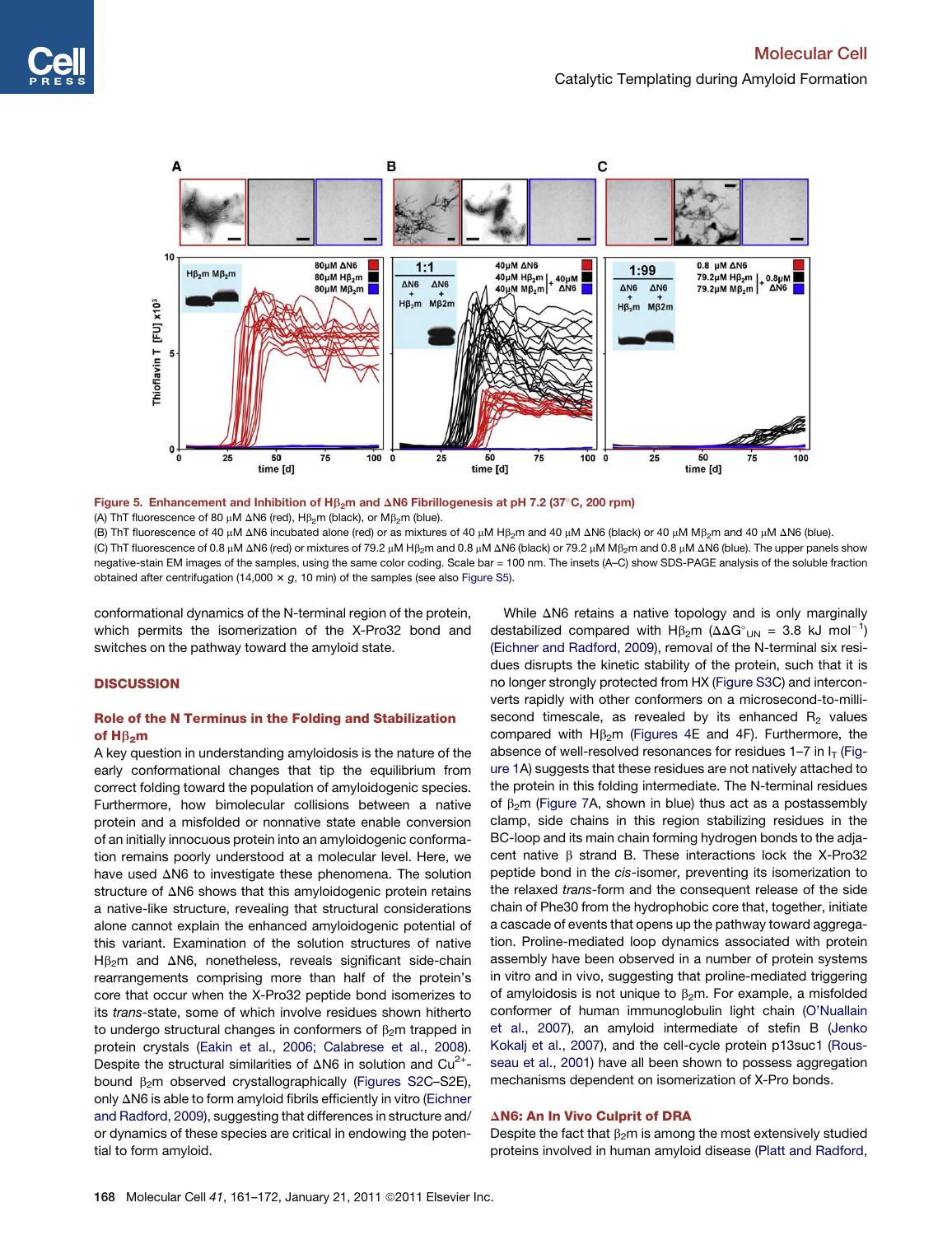**Figure 5. Enhancement and Inhibition of H$\beta_2$m and $\Delta$N6 Fibrillogenesis at pH 7.2 (37°C, 200 rpm)**

(A) ThT fluorescence of 80 $\mu$M $\Delta$N6 (red), H$\beta_2$m (black), or M$\beta_2$m (blue).

(B) ThT fluorescence of 40 $\mu$M $\Delta$N6 incubated alone (red) or as mixtures of 40 $\mu$M H$\beta_2$m and 40 $\mu$M $\Delta$N6 (black) or 40 $\mu$M M$\beta_2$m and 40 $\mu$M $\Delta$N6 (blue).

(C) ThT fluorescence of 0.8 $\mu$M $\Delta$N6 (red) or mixtures of 79.2 $\mu$M H$\beta_2$m and 0.8 $\mu$M $\Delta$N6 (black) or 79.2 $\mu$M M$\beta_2$m and 0.8 $\mu$M $\Delta$N6 (blue). The upper panels show negative-stain EM images of the samples, using the same color coding. Scale bar = 100 nm. The insets (A–C) show SDS-PAGE analysis of the soluble fraction obtained after centrifugation (14,000 × *g*, 10 min) of the samples (see also Figure S5).

conformational dynamics of the N-terminal region of the protein, which permits the isomerization of the X-Pro32 bond and switches on the pathway toward the amyloid state.

## DISCUSSION

### Role of the N Terminus in the Folding and Stabilization of H$\beta_2$m

A key question in understanding amyloidosis is the nature of the early conformational changes that tip the equilibrium from correct folding toward the population of amyloidogenic species. Furthermore, how bimolecular collisions between a native protein and a misfolded or nonnative state enable conversion of an initially innocuous protein into an amyloidogenic conformation remains poorly understood at a molecular level. Here, we have used $\Delta$N6 to investigate these phenomena. The solution structure of $\Delta$N6 shows that this amyloidogenic protein retains a native-like structure, revealing that structural considerations alone cannot explain the enhanced amyloidogenic potential of this variant. Examination of the solution structures of native H$\beta_2$m and $\Delta$N6, nonetheless, reveals significant side-chain rearrangements comprising more than half of the protein's core that occur when the X-Pro32 peptide bond isomerizes to its *trans*-state, some of which involve residues shown hitherto to undergo structural changes in conformers of $\beta_2$m trapped in protein crystals (Eakin et al., 2006; Calabrese et al., 2008). Despite the structural similarities of $\Delta$N6 in solution and $Cu^{2+}$-bound $\beta_2$m observed crystallographically (Figures S2C–S2E), only $\Delta$N6 is able to form amyloid fibrils efficiently in vitro (Eichner and Radford, 2009), suggesting that differences in structure and/or dynamics of these species are critical in endowing the potential to form amyloid.

While $\Delta$N6 retains a native topology and is only marginally destabilized compared with H$\beta_2$m ($\Delta\Delta G^\circ_{UN}$ = 3.8 kJ $mol^{-1}$) (Eichner and Radford, 2009), removal of the N-terminal six residues disrupts the kinetic stability of the protein, such that it is no longer strongly protected from HX (Figure S3C) and interconverts rapidly with other conformers on a microsecond-to-millisecond timescale, as revealed by its enhanced $R_2$ values compared with H$\beta_2$m (Figures 4E and 4F). Furthermore, the absence of well-resolved resonances for residues 1–7 in $I_T$ (Figure 1A) suggests that these residues are not natively attached to the protein in this folding intermediate. The N-terminal residues of $\beta_2$m (Figure 7A, shown in blue) thus act as a postassembly clamp, side chains in this region stabilizing residues in the BC-loop and its main chain forming hydrogen bonds to the adjacent native $\beta$ strand B. These interactions lock the X-Pro32 peptide bond in the *cis*-isomer, preventing its isomerization to the relaxed *trans*-form and the consequent release of the side chain of Phe30 from the hydrophobic core that, together, initiate a cascade of events that opens up the pathway toward aggregation. Proline-mediated loop dynamics associated with protein assembly have been observed in a number of protein systems in vitro and in vivo, suggesting that proline-mediated triggering of amyloidosis is not unique to $\beta_2$m. For example, a misfolded conformer of human immunoglobulin light chain (O'Nuallain et al., 2007), an amyloid intermediate of stefin B (Jenko Kokalj et al., 2007), and the cell-cycle protein p13suc1 (Rousseau et al., 2001) have all been shown to possess aggregation mechanisms dependent on isomerization of X-Pro bonds.

### $\Delta$N6: An In Vivo Culprit of DRA

Despite the fact that $\beta_2$m is among the most extensively studied proteins involved in human amyloid disease (Platt and Radford,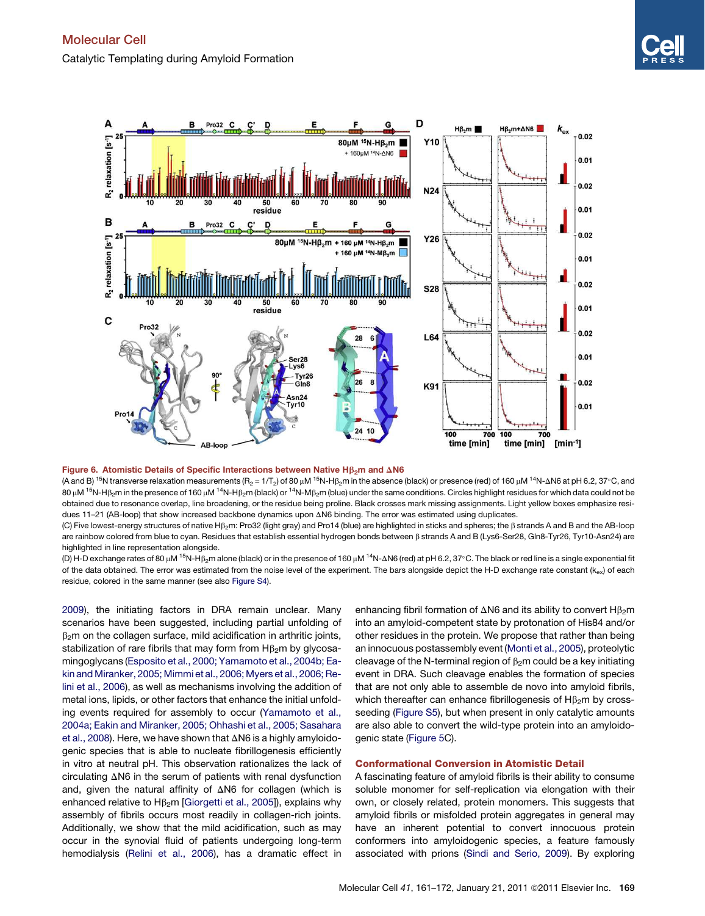**Figure 6. Atomistic Details of Specific Interactions between Native H$\beta_2$m and $\Delta$N6**

(A and B) $^{15}$N transverse relaxation measurements ($R_2 = 1/T_2$) of 80 $\mu$M $^{15}$N-H$\beta_2$m in the absence (black) or presence (red) of 160 $\mu$M $^{14}$N-$\Delta$N6 at pH 6.2, 37°C, and 80 $\mu$M $^{15}$N-H$\beta_2$m in the presence of 160 $\mu$M $^{14}$N-H$\beta_2$m (black) or $^{14}$N-M$\beta_2$m (blue) under the same conditions. Circles highlight residues for which data could not be obtained due to resonance overlap, line broadening, or the residue being proline. Black crosses mark missing assignments. Light yellow boxes emphasize residues 11–21 (AB-loop) that show increased backbone dynamics upon $\Delta$N6 binding. The error was estimated using duplicates.

(C) Five lowest-energy structures of native H$\beta_2$m: Pro32 (light gray) and Pro14 (blue) are highlighted in sticks and spheres; the β strands A and B and the AB-loop are rainbow colored from blue to cyan. Residues that establish essential hydrogen bonds between β strands A and B (Lys6-Ser28, Gln8-Tyr26, Tyr10-Asn24) are highlighted in line representation alongside.

(D) H-D exchange rates of 80 $\mu$M $^{15}$N-H$\beta_2$m alone (black) or in the presence of 160 $\mu$M $^{14}$N-$\Delta$N6 (red) at pH 6.2, 37°C. The black or red line is a single exponential fit of the data obtained. The error was estimated from the noise level of the experiment. The bars alongside depict the H-D exchange rate constant ($k_{ex}$) of each residue, colored in the same manner (see also Figure S4).

2009), the initiating factors in DRA remain unclear. Many scenarios have been suggested, including partial unfolding of $\beta_2$m on the collagen surface, mild acidification in arthritic joints, stabilization of rare fibrils that may form from H$\beta_2$m by glycosaminoglycans (Esposito et al., 2000; Yamamoto et al., 2004b; Eakin and Miranker, 2005; Mimmi et al., 2006; Myers et al., 2006; Relini et al., 2006), as well as mechanisms involving the addition of metal ions, lipids, or other factors that enhance the initial unfolding events required for assembly to occur (Yamamoto et al., 2004a; Eakin and Miranker, 2005; Ohhashi et al., 2005; Sasahara et al., 2008). Here, we have shown that $\Delta$N6 is a highly amyloidogenic species that is able to nucleate fibrillogenesis efficiently in vitro at neutral pH. This observation rationalizes the lack of circulating $\Delta$N6 in the serum of patients with renal dysfunction and, given the natural affinity of $\Delta$N6 for collagen (which is enhanced relative to H$\beta_2$m [Giorgetti et al., 2005]), explains why assembly of fibrils occurs most readily in collagen-rich joints. Additionally, we show that the mild acidification, such as may occur in the synovial fluid of patients undergoing long-term hemodialysis (Relini et al., 2006), has a dramatic effect in enhancing fibril formation of $\Delta$N6 and its ability to convert H$\beta_2$m into an amyloid-competent state by protonation of His84 and/or other residues in the protein. We propose that rather than being an innocuous postassembly event (Monti et al., 2005), proteolytic cleavage of the N-terminal region of $\beta_2$m could be a key initiating event in DRA. Such cleavage enables the formation of species that are not only able to assemble de novo into amyloid fibrils, which thereafter can enhance fibrillogenesis of H$\beta_2$m by cross-seeding (Figure S5), but when present in only catalytic amounts are also able to convert the wild-type protein into an amyloidogenic state (Figure 5C).

### Conformational Conversion in Atomistic Detail

A fascinating feature of amyloid fibrils is their ability to consume soluble monomer for self-replication via elongation with their own, or closely related, protein monomers. This suggests that amyloid fibrils or misfolded protein aggregates in general may have an inherent potential to convert innocuous protein conformers into amyloidogenic species, a feature famously associated with prions (Sindi and Serio, 2009). By exploring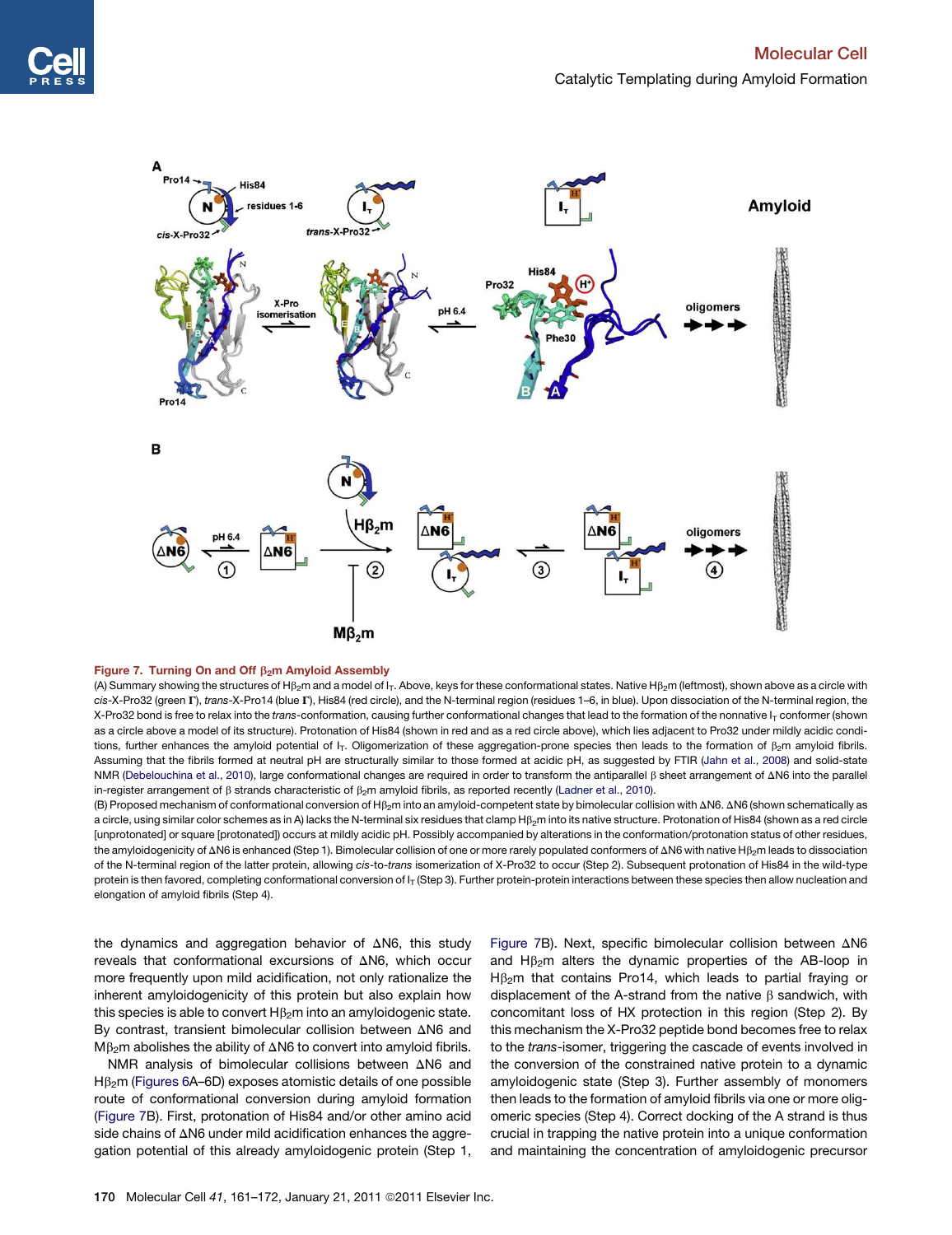**Figure 7. Turning On and Off $\beta_2$m Amyloid Assembly**

(A) Summary showing the structures of H$\beta_2$m and a model of $I_T$. Above, keys for these conformational states. Native H$\beta_2$m (leftmost), shown above as a circle with *cis*-X-Pro32 (green Γ), *trans*-X-Pro14 (blue Γ), His84 (red circle), and the N-terminal region (residues 1–6, in blue). Upon dissociation of the N-terminal region, the X-Pro32 bond is free to relax into the *trans*-conformation, causing further conformational changes that lead to the formation of the nonnative $I_T$ conformer (shown as a circle above a model of its structure). Protonation of His84 (shown in red and as a red circle above), which lies adjacent to Pro32 under mildly acidic conditions, further enhances the amyloid potential of $I_T$. Oligomerization of these aggregation-prone species then leads to the formation of $\beta_2$m amyloid fibrils. Assuming that the fibrils formed at neutral pH are structurally similar to those formed at acidic pH, as suggested by FTIR (Jahn et al., 2008) and solid-state NMR (Debelouchina et al., 2010), large conformational changes are required in order to transform the antiparallel β sheet arrangement of ΔN6 into the parallel in-register arrangement of β strands characteristic of $\beta_2$m amyloid fibrils, as reported recently (Ladner et al., 2010).

(B) Proposed mechanism of conformational conversion of H$\beta_2$m into an amyloid-competent state by bimolecular collision with ΔN6. ΔN6 (shown schematically as a circle, using similar color schemes as in A) lacks the N-terminal six residues that clamp H$\beta_2$m into its native structure. Protonation of His84 (shown as a red circle [unprotonated] or square [protonated]) occurs at mildly acidic pH. Possibly accompanied by alterations in the conformation/protonation status of other residues, the amyloidogenicity of ΔN6 is enhanced (Step 1). Bimolecular collision of one or more rarely populated conformers of ΔN6 with native H$\beta_2$m leads to dissociation of the N-terminal region of the latter protein, allowing *cis*-to-*trans* isomerization of X-Pro32 to occur (Step 2). Subsequent protonation of His84 in the wild-type protein is then favored, completing conformational conversion of $I_T$ (Step 3). Further protein-protein interactions between these species then allow nucleation and elongation of amyloid fibrils (Step 4).

the dynamics and aggregation behavior of ΔN6, this study reveals that conformational excursions of ΔN6, which occur more frequently upon mild acidification, not only rationalize the inherent amyloidogenicity of this protein but also explain how this species is able to convert H$\beta_2$m into an amyloidogenic state. By contrast, transient bimolecular collision between ΔN6 and M$\beta_2$m abolishes the ability of ΔN6 to convert into amyloid fibrils.

NMR analysis of bimolecular collisions between ΔN6 and H$\beta_2$m (Figures 6A–6D) exposes atomistic details of one possible route of conformational conversion during amyloid formation (Figure 7B). First, protonation of His84 and/or other amino acid side chains of ΔN6 under mild acidification enhances the aggregation potential of this already amyloidogenic protein (Step 1, Figure 7B). Next, specific bimolecular collision between ΔN6 and H$\beta_2$m alters the dynamic properties of the AB-loop in H$\beta_2$m that contains Pro14, which leads to partial fraying or displacement of the A-strand from the native β sandwich, with concomitant loss of HX protection in this region (Step 2). By this mechanism the X-Pro32 peptide bond becomes free to relax to the *trans*-isomer, triggering the cascade of events involved in the conversion of the constrained native protein to a dynamic amyloidogenic state (Step 3). Further assembly of monomers then leads to the formation of amyloid fibrils via one or more oligomeric species (Step 4). Correct docking of the A strand is thus crucial in trapping the native protein into a unique conformation and maintaining the concentration of amyloidogenic precursor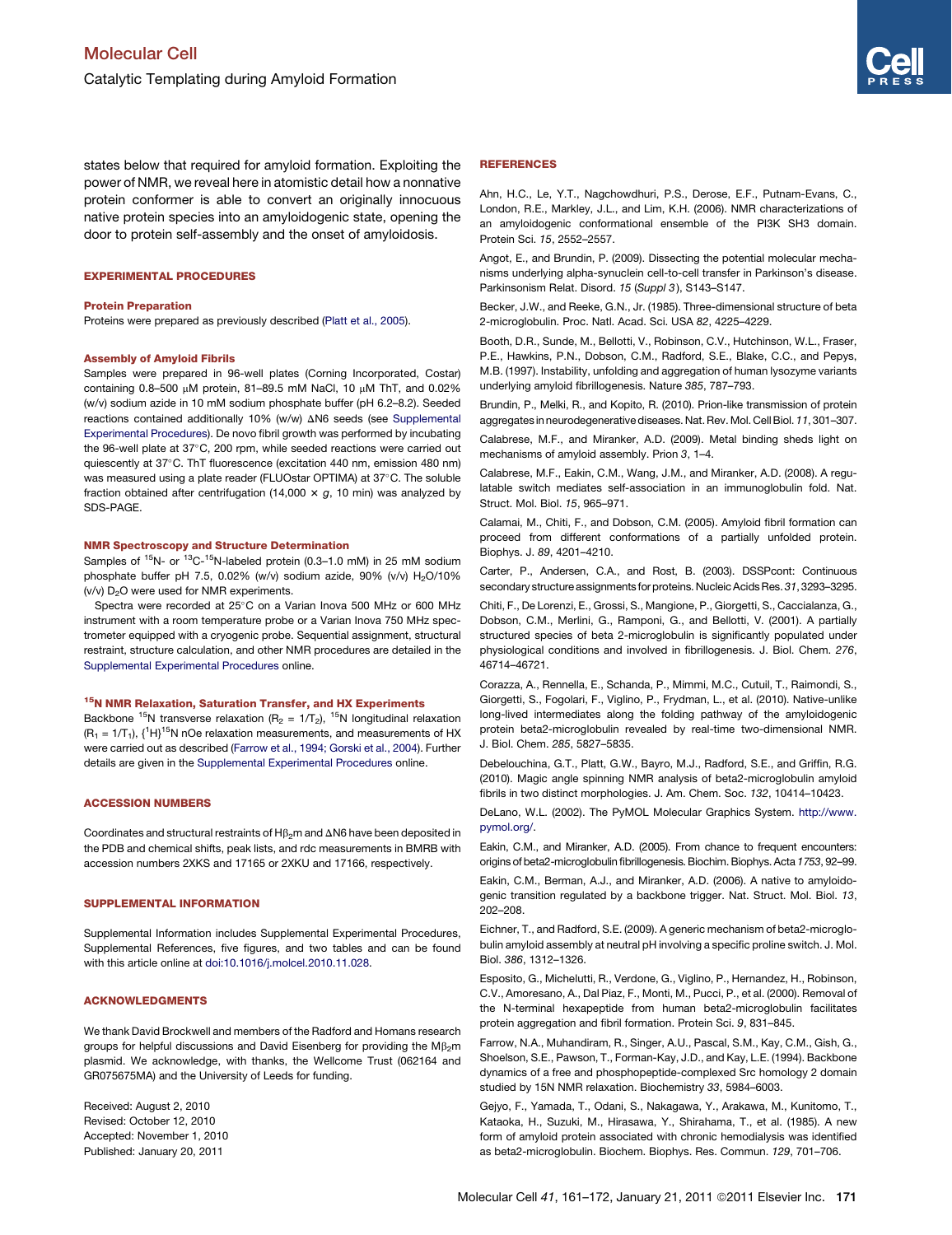states below that required for amyloid formation. Exploiting the power of NMR, we reveal here in atomistic detail how a nonnative protein conformer is able to convert an originally innocuous native protein species into an amyloidogenic state, opening the door to protein self-assembly and the onset of amyloidosis.

## EXPERIMENTAL PROCEDURES

### Protein Preparation

Proteins were prepared as previously described (Platt et al., 2005).

### Assembly of Amyloid Fibrils

Samples were prepared in 96-well plates (Corning Incorporated, Costar) containing 0.8–500 μM protein, 81–89.5 mM NaCl, 10 μM ThT, and 0.02% (w/v) sodium azide in 10 mM sodium phosphate buffer (pH 6.2–8.2). Seeded reactions contained additionally 10% (w/w) ΔN6 seeds (see Supplemental Experimental Procedures). De novo fibril growth was performed by incubating the 96-well plate at 37°C, 200 rpm, while seeded reactions were carried out quiescently at 37°C. ThT fluorescence (excitation 440 nm, emission 480 nm) was measured using a plate reader (FLUOstar OPTIMA) at 37°C. The soluble fraction obtained after centrifugation (14,000 × *g*, 10 min) was analyzed by SDS-PAGE.

### NMR Spectroscopy and Structure Determination

Samples of $^{15}$N- or $^{13}$C-$^{15}$N-labeled protein (0.3–1.0 mM) in 25 mM sodium phosphate buffer pH 7.5, 0.02% (w/v) sodium azide, 90% (v/v) $H_2O$/10% (v/v) $D_2O$ were used for NMR experiments.

Spectra were recorded at 25°C on a Varian Inova 500 MHz or 600 MHz instrument with a room temperature probe or a Varian Inova 750 MHz spectrometer equipped with a cryogenic probe. Sequential assignment, structural restraint, structure calculation, and other NMR procedures are detailed in the Supplemental Experimental Procedures online.

### $^{15}$N NMR Relaxation, Saturation Transfer, and HX Experiments

Backbone $^{15}$N transverse relaxation ($R_2 = 1/T_2$), $^{15}$N longitudinal relaxation ($R_1 = 1/T_1$), {$^1$H}$^{15}$N nOe relaxation measurements, and measurements of HX were carried out as described (Farrow et al., 1994; Gorski et al., 2004). Further details are given in the Supplemental Experimental Procedures online.

## ACCESSION NUMBERS

Coordinates and structural restraints of H$\beta_2$m and ΔN6 have been deposited in the PDB and chemical shifts, peak lists, and rdc measurements in BMRB with accession numbers 2XKS and 17165 or 2XKU and 17166, respectively.

## SUPPLEMENTAL INFORMATION

Supplemental Information includes Supplemental Experimental Procedures, Supplemental References, five figures, and two tables and can be found with this article online at doi:10.1016/j.molcel.2010.11.028.

## ACKNOWLEDGMENTS

We thank David Brockwell and members of the Radford and Homans research groups for helpful discussions and David Eisenberg for providing the M$\beta_2$m plasmid. We acknowledge, with thanks, the Wellcome Trust (062164 and GR075675MA) and the University of Leeds for funding.

Received: August 2, 2010
Revised: October 12, 2010
Accepted: November 1, 2010
Published: January 20, 2011

## REFERENCES

Ahn, H.C., Le, Y.T., Nagchowdhuri, P.S., Derose, E.F., Putnam-Evans, C., London, R.E., Markley, J.L., and Lim, K.H. (2006). NMR characterizations of an amyloidogenic conformational ensemble of the PI3K SH3 domain. Protein Sci. *15*, 2552–2557.

Angot, E., and Brundin, P. (2009). Dissecting the potential molecular mechanisms underlying alpha-synuclein cell-to-cell transfer in Parkinson's disease. Parkinsonism Relat. Disord. *15* (*Suppl 3*), S143–S147.

Becker, J.W., and Reeke, G.N., Jr. (1985). Three-dimensional structure of beta 2-microglobulin. Proc. Natl. Acad. Sci. USA *82*, 4225–4229.

Booth, D.R., Sunde, M., Bellotti, V., Robinson, C.V., Hutchinson, W.L., Fraser, P.E., Hawkins, P.N., Dobson, C.M., Radford, S.E., Blake, C.C., and Pepys, M.B. (1997). Instability, unfolding and aggregation of human lysozyme variants underlying amyloid fibrillogenesis. Nature *385*, 787–793.

Brundin, P., Melki, R., and Kopito, R. (2010). Prion-like transmission of protein aggregates in neurodegenerative diseases. Nat. Rev. Mol. Cell Biol. *11*, 301–307.

Calabrese, M.F., and Miranker, A.D. (2009). Metal binding sheds light on mechanisms of amyloid assembly. Prion *3*, 1–4.

Calabrese, M.F., Eakin, C.M., Wang, J.M., and Miranker, A.D. (2008). A regulatable switch mediates self-association in an immunoglobulin fold. Nat. Struct. Mol. Biol. *15*, 965–971.

Calamai, M., Chiti, F., and Dobson, C.M. (2005). Amyloid fibril formation can proceed from different conformations of a partially unfolded protein. Biophys. J. *89*, 4201–4210.

Carter, P., Andersen, C.A., and Rost, B. (2003). DSSPcont: Continuous secondary structure assignments for proteins. Nucleic Acids Res. *31*, 3293–3295.

Chiti, F., De Lorenzi, E., Grossi, S., Mangione, P., Giorgetti, S., Caccialanza, G., Dobson, C.M., Merlini, G., Ramponi, G., and Bellotti, V. (2001). A partially structured species of beta 2-microglobulin is significantly populated under physiological conditions and involved in fibrillogenesis. J. Biol. Chem. *276*, 46714–46721.

Corazza, A., Rennella, E., Schanda, P., Mimmi, M.C., Cutuil, T., Raimondi, S., Giorgetti, S., Fogolari, F., Viglino, P., Frydman, L., et al. (2010). Native-unlike long-lived intermediates along the folding pathway of the amyloidogenic protein beta2-microglobulin revealed by real-time two-dimensional NMR. J. Biol. Chem. *285*, 5827–5835.

Debelouchina, G.T., Platt, G.W., Bayro, M.J., Radford, S.E., and Griffin, R.G. (2010). Magic angle spinning NMR analysis of beta2-microglobulin amyloid fibrils in two distinct morphologies. J. Am. Chem. Soc. *132*, 10414–10423.

DeLano, W.L. (2002). The PyMOL Molecular Graphics System. http://www.pymol.org/.

Eakin, C.M., and Miranker, A.D. (2005). From chance to frequent encounters: origins of beta2-microglobulin fibrillogenesis. Biochim. Biophys. Acta *1753*, 92–99.

Eakin, C.M., Berman, A.J., and Miranker, A.D. (2006). A native to amyloidogenic transition regulated by a backbone trigger. Nat. Struct. Mol. Biol. *13*, 202–208.

Eichner, T., and Radford, S.E. (2009). A generic mechanism of beta2-microglobulin amyloid assembly at neutral pH involving a specific proline switch. J. Mol. Biol. *386*, 1312–1326.

Esposito, G., Michelutti, R., Verdone, G., Viglino, P., Hernandez, H., Robinson, C.V., Amoresano, A., Dal Piaz, F., Monti, M., Pucci, P., et al. (2000). Removal of the N-terminal hexapeptide from human beta2-microglobulin facilitates protein aggregation and fibril formation. Protein Sci. *9*, 831–845.

Farrow, N.A., Muhandiram, R., Singer, A.U., Pascal, S.M., Kay, C.M., Gish, G., Shoelson, S.E., Pawson, T., Forman-Kay, J.D., and Kay, L.E. (1994). Backbone dynamics of a free and phosphopeptide-complexed Src homology 2 domain studied by 15N NMR relaxation. Biochemistry *33*, 5984–6003.

Gejyo, F., Yamada, T., Odani, S., Nakagawa, Y., Arakawa, M., Kunitomo, T., Kataoka, H., Suzuki, M., Hirasawa, Y., Shirahama, T., et al. (1985). A new form of amyloid protein associated with chronic hemodialysis was identified as beta2-microglobulin. Biochem. Biophys. Res. Commun. *129*, 701–706.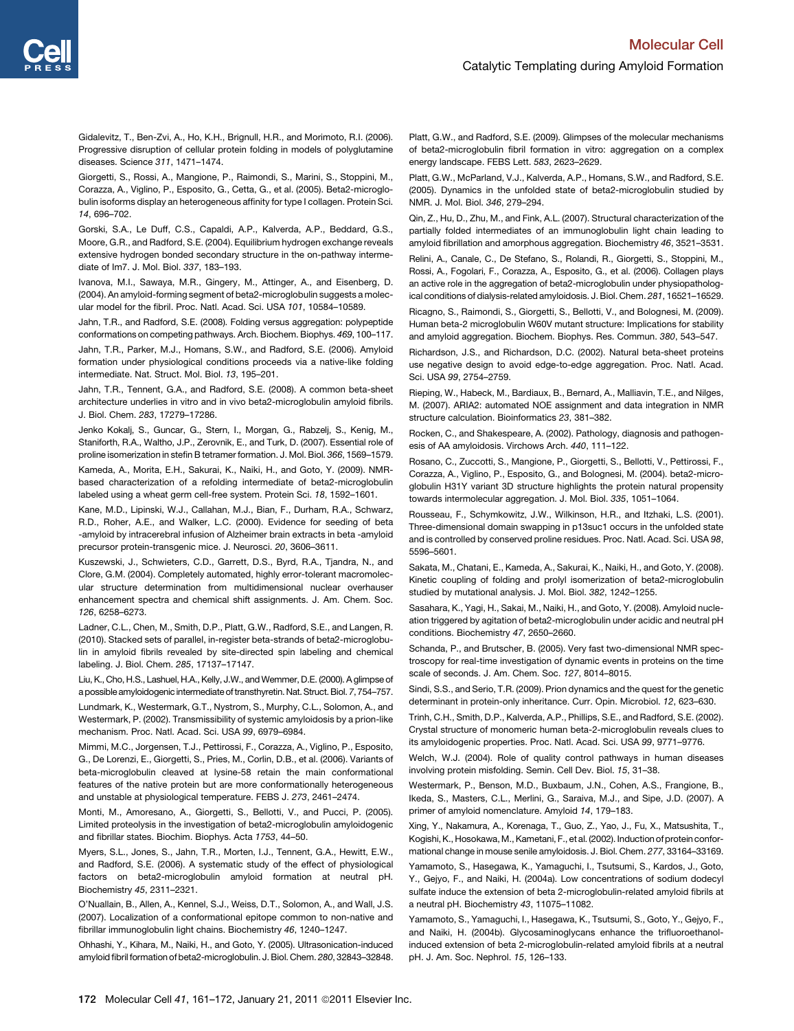Gidalevitz, T., Ben-Zvi, A., Ho, K.H., Brignull, H.R., and Morimoto, R.I. (2006). Progressive disruption of cellular protein folding in models of polyglutamine diseases. Science *311*, 1471–1474.

Giorgetti, S., Rossi, A., Mangione, P., Raimondi, S., Marini, S., Stoppini, M., Corazza, A., Viglino, P., Esposito, G., Cetta, G., et al. (2005). Beta2-microglobulin isoforms display an heterogeneous affinity for type I collagen. Protein Sci. *14*, 696–702.

Gorski, S.A., Le Duff, C.S., Capaldi, A.P., Kalverda, A.P., Beddard, G.S., Moore, G.R., and Radford, S.E. (2004). Equilibrium hydrogen exchange reveals extensive hydrogen bonded secondary structure in the on-pathway intermediate of Im7. J. Mol. Biol. *337*, 183–193.

Ivanova, M.I., Sawaya, M.R., Gingery, M., Attinger, A., and Eisenberg, D. (2004). An amyloid-forming segment of beta2-microglobulin suggests a molecular model for the fibril. Proc. Natl. Acad. Sci. USA *101*, 10584–10589.

Jahn, T.R., and Radford, S.E. (2008). Folding versus aggregation: polypeptide conformations on competing pathways. Arch. Biochem. Biophys. *469*, 100–117.

Jahn, T.R., Parker, M.J., Homans, S.W., and Radford, S.E. (2006). Amyloid formation under physiological conditions proceeds via a native-like folding intermediate. Nat. Struct. Mol. Biol. *13*, 195–201.

Jahn, T.R., Tennent, G.A., and Radford, S.E. (2008). A common beta-sheet architecture underlies in vitro and in vivo beta2-microglobulin amyloid fibrils. J. Biol. Chem. *283*, 17279–17286.

Jenko Kokalj, S., Guncar, G., Stern, I., Morgan, G., Rabzelj, S., Kenig, M., Staniforth, R.A., Waltho, J.P., Zerovnik, E., and Turk, D. (2007). Essential role of proline isomerization in stefin B tetramer formation. J. Mol. Biol. *366*, 1569–1579.

Kameda, A., Morita, E.H., Sakurai, K., Naiki, H., and Goto, Y. (2009). NMR-based characterization of a refolding intermediate of beta2-microglobulin labeled using a wheat germ cell-free system. Protein Sci. *18*, 1592–1601.

Kane, M.D., Lipinski, W.J., Callahan, M.J., Bian, F., Durham, R.A., Schwarz, R.D., Roher, A.E., and Walker, L.C. (2000). Evidence for seeding of beta -amyloid by intracerebral infusion of Alzheimer brain extracts in beta -amyloid precursor protein-transgenic mice. J. Neurosci. *20*, 3606–3611.

Kuszewski, J., Schwieters, C.D., Garrett, D.S., Byrd, R.A., Tjandra, N., and Clore, G.M. (2004). Completely automated, highly error-tolerant macromolecular structure determination from multidimensional nuclear overhauser enhancement spectra and chemical shift assignments. J. Am. Chem. Soc. *126*, 6258–6273.

Ladner, C.L., Chen, M., Smith, D.P., Platt, G.W., Radford, S.E., and Langen, R. (2010). Stacked sets of parallel, in-register beta-strands of beta2-microglobulin in amyloid fibrils revealed by site-directed spin labeling and chemical labeling. J. Biol. Chem. *285*, 17137–17147.

Liu, K., Cho, H.S., Lashuel, H.A., Kelly, J.W., and Wemmer, D.E. (2000). A glimpse of a possible amyloidogenic intermediate of transthyretin. Nat. Struct. Biol. *7*, 754–757.

Lundmark, K., Westermark, G.T., Nystrom, S., Murphy, C.L., Solomon, A., and Westermark, P. (2002). Transmissibility of systemic amyloidosis by a prion-like mechanism. Proc. Natl. Acad. Sci. USA *99*, 6979–6984.

Mimmi, M.C., Jorgensen, T.J., Pettirossi, F., Corazza, A., Viglino, P., Esposito, G., De Lorenzi, E., Giorgetti, S., Pries, M., Corlin, D.B., et al. (2006). Variants of beta-microglobulin cleaved at lysine-58 retain the main conformational features of the native protein but are more conformationally heterogeneous and unstable at physiological temperature. FEBS J. *273*, 2461–2474.

Monti, M., Amoresano, A., Giorgetti, S., Bellotti, V., and Pucci, P. (2005). Limited proteolysis in the investigation of beta2-microglobulin amyloidogenic and fibrillar states. Biochim. Biophys. Acta *1753*, 44–50.

Myers, S.L., Jones, S., Jahn, T.R., Morten, I.J., Tennent, G.A., Hewitt, E.W., and Radford, S.E. (2006). A systematic study of the effect of physiological factors on beta2-microglobulin amyloid formation at neutral pH. Biochemistry *45*, 2311–2321.

O'Nuallain, B., Allen, A., Kennel, S.J., Weiss, D.T., Solomon, A., and Wall, J.S. (2007). Localization of a conformational epitope common to non-native and fibrillar immunoglobulin light chains. Biochemistry *46*, 1240–1247.

Ohhashi, Y., Kihara, M., Naiki, H., and Goto, Y. (2005). Ultrasonication-induced amyloid fibril formation of beta2-microglobulin. J. Biol. Chem. *280*, 32843–32848.

Platt, G.W., and Radford, S.E. (2009). Glimpses of the molecular mechanisms of beta2-microglobulin fibril formation in vitro: aggregation on a complex energy landscape. FEBS Lett. *583*, 2623–2629.

Platt, G.W., McParland, V.J., Kalverda, A.P., Homans, S.W., and Radford, S.E. (2005). Dynamics in the unfolded state of beta2-microglobulin studied by NMR. J. Mol. Biol. *346*, 279–294.

Qin, Z., Hu, D., Zhu, M., and Fink, A.L. (2007). Structural characterization of the partially folded intermediates of an immunoglobulin light chain leading to amyloid fibrillation and amorphous aggregation. Biochemistry *46*, 3521–3531.

Relini, A., Canale, C., De Stefano, S., Rolandi, R., Giorgetti, S., Stoppini, M., Rossi, A., Fogolari, F., Corazza, A., Esposito, G., et al. (2006). Collagen plays an active role in the aggregation of beta2-microglobulin under physiopathological conditions of dialysis-related amyloidosis. J. Biol. Chem. *281*, 16521–16529.

Ricagno, S., Raimondi, S., Giorgetti, S., Bellotti, V., and Bolognesi, M. (2009). Human beta-2 microglobulin W60V mutant structure: Implications for stability and amyloid aggregation. Biochem. Biophys. Res. Commun. *380*, 543–547.

Richardson, J.S., and Richardson, D.C. (2002). Natural beta-sheet proteins use negative design to avoid edge-to-edge aggregation. Proc. Natl. Acad. Sci. USA *99*, 2754–2759.

Rieping, W., Habeck, M., Bardiaux, B., Bernard, A., Malliavin, T.E., and Nilges, M. (2007). ARIA2: automated NOE assignment and data integration in NMR structure calculation. Bioinformatics *23*, 381–382.

Rocken, C., and Shakespeare, A. (2002). Pathology, diagnosis and pathogenesis of AA amyloidosis. Virchows Arch. *440*, 111–122.

Rosano, C., Zuccotti, S., Mangione, P., Giorgetti, S., Bellotti, V., Pettirossi, F., Corazza, A., Viglino, P., Esposito, G., and Bolognesi, M. (2004). beta2-microglobulin H31Y variant 3D structure highlights the protein natural propensity towards intermolecular aggregation. J. Mol. Biol. *335*, 1051–1064.

Rousseau, F., Schymkowitz, J.W., Wilkinson, H.R., and Itzhaki, L.S. (2001). Three-dimensional domain swapping in p13suc1 occurs in the unfolded state and is controlled by conserved proline residues. Proc. Natl. Acad. Sci. USA *98*, 5596–5601.

Sakata, M., Chatani, E., Kameda, A., Sakurai, K., Naiki, H., and Goto, Y. (2008). Kinetic coupling of folding and prolyl isomerization of beta2-microglobulin studied by mutational analysis. J. Mol. Biol. *382*, 1242–1255.

Sasahara, K., Yagi, H., Sakai, M., Naiki, H., and Goto, Y. (2008). Amyloid nucleation triggered by agitation of beta2-microglobulin under acidic and neutral pH conditions. Biochemistry *47*, 2650–2660.

Schanda, P., and Brutscher, B. (2005). Very fast two-dimensional NMR spectroscopy for real-time investigation of dynamic events in proteins on the time scale of seconds. J. Am. Chem. Soc. *127*, 8014–8015.

Sindi, S.S., and Serio, T.R. (2009). Prion dynamics and the quest for the genetic determinant in protein-only inheritance. Curr. Opin. Microbiol. *12*, 623–630.

Trinh, C.H., Smith, D.P., Kalverda, A.P., Phillips, S.E., and Radford, S.E. (2002). Crystal structure of monomeric human beta-2-microglobulin reveals clues to its amyloidogenic properties. Proc. Natl. Acad. Sci. USA *99*, 9771–9776.

Welch, W.J. (2004). Role of quality control pathways in human diseases involving protein misfolding. Semin. Cell Dev. Biol. *15*, 31–38.

Westermark, P., Benson, M.D., Buxbaum, J.N., Cohen, A.S., Frangione, B., Ikeda, S., Masters, C.L., Merlini, G., Saraiva, M.J., and Sipe, J.D. (2007). A primer of amyloid nomenclature. Amyloid *14*, 179–183.

Xing, Y., Nakamura, A., Korenaga, T., Guo, Z., Yao, J., Fu, X., Matsushita, T., Kogishi, K., Hosokawa, M., Kametani, F., et al. (2002). Induction of protein conformational change in mouse senile amyloidosis. J. Biol. Chem. *277*, 33164–33169.

Yamamoto, S., Hasegawa, K., Yamaguchi, I., Tsutsumi, S., Kardos, J., Goto, Y., Gejyo, F., and Naiki, H. (2004a). Low concentrations of sodium dodecyl sulfate induce the extension of beta 2-microglobulin-related amyloid fibrils at a neutral pH. Biochemistry *43*, 11075–11082.

Yamamoto, S., Yamaguchi, I., Hasegawa, K., Tsutsumi, S., Goto, Y., Gejyo, F., and Naiki, H. (2004b). Glycosaminoglycans enhance the trifluoroethanol-induced extension of beta 2-microglobulin-related amyloid fibrils at a neutral pH. J. Am. Soc. Nephrol. *15*, 126–133.